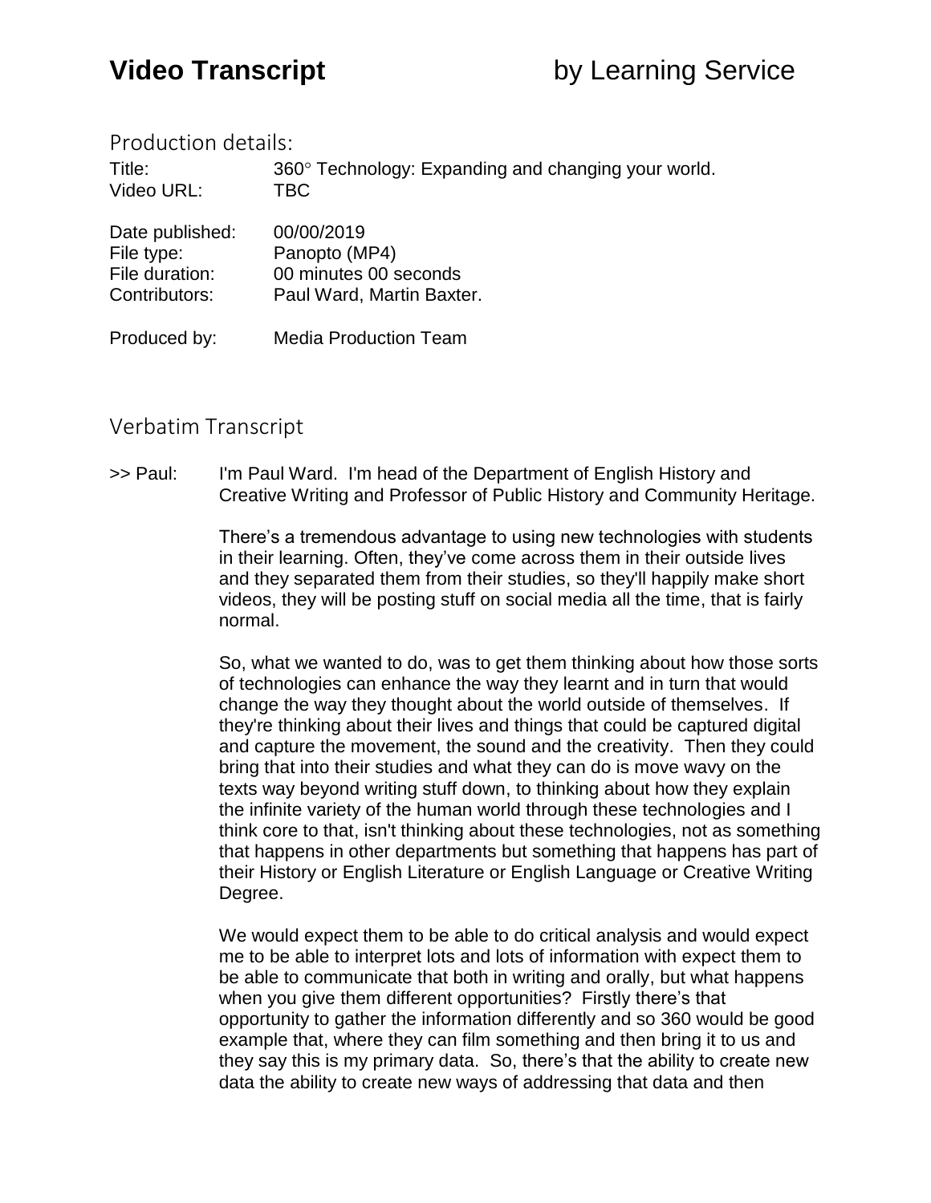# Video Transcript by Learning Service

## Production details:

Title: 360° Technology: Expanding and changing your world.
Video URL: TBC

Date published: 00/00/2019
File type: Panopto (MP4)
File duration: 00 minutes 00 seconds
Contributors: Paul Ward, Martin Baxter.

Produced by: Media Production Team

## Verbatim Transcript

>> Paul: I'm Paul Ward. I'm head of the Department of English History and Creative Writing and Professor of Public History and Community Heritage.

There's a tremendous advantage to using new technologies with students in their learning. Often, they've come across them in their outside lives and they separated them from their studies, so they'll happily make short videos, they will be posting stuff on social media all the time, that is fairly normal.

So, what we wanted to do, was to get them thinking about how those sorts of technologies can enhance the way they learnt and in turn that would change the way they thought about the world outside of themselves. If they're thinking about their lives and things that could be captured digital and capture the movement, the sound and the creativity. Then they could bring that into their studies and what they can do is move wavy on the texts way beyond writing stuff down, to thinking about how they explain the infinite variety of the human world through these technologies and I think core to that, isn't thinking about these technologies, not as something that happens in other departments but something that happens has part of their History or English Literature or English Language or Creative Writing Degree.

We would expect them to be able to do critical analysis and would expect me to be able to interpret lots and lots of information with expect them to be able to communicate that both in writing and orally, but what happens when you give them different opportunities? Firstly there's that opportunity to gather the information differently and so 360 would be good example that, where they can film something and then bring it to us and they say this is my primary data. So, there's that the ability to create new data the ability to create new ways of addressing that data and then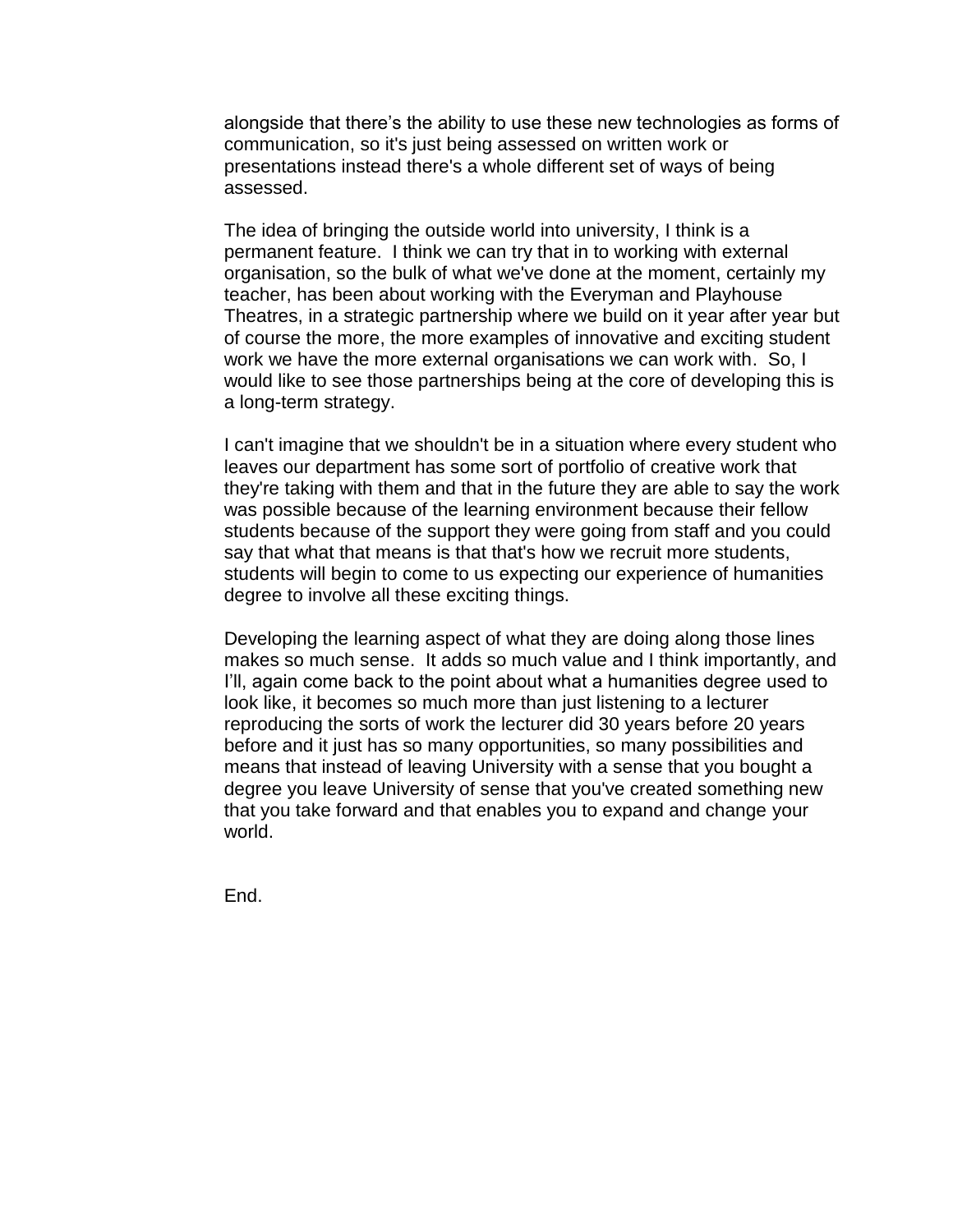alongside that there's the ability to use these new technologies as forms of communication, so it's just being assessed on written work or presentations instead there's a whole different set of ways of being assessed.

The idea of bringing the outside world into university, I think is a permanent feature. I think we can try that in to working with external organisation, so the bulk of what we've done at the moment, certainly my teacher, has been about working with the Everyman and Playhouse Theatres, in a strategic partnership where we build on it year after year but of course the more, the more examples of innovative and exciting student work we have the more external organisations we can work with. So, I would like to see those partnerships being at the core of developing this is a long-term strategy.

I can't imagine that we shouldn't be in a situation where every student who leaves our department has some sort of portfolio of creative work that they're taking with them and that in the future they are able to say the work was possible because of the learning environment because their fellow students because of the support they were going from staff and you could say that what that means is that that's how we recruit more students, students will begin to come to us expecting our experience of humanities degree to involve all these exciting things.

Developing the learning aspect of what they are doing along those lines makes so much sense. It adds so much value and I think importantly, and I'll, again come back to the point about what a humanities degree used to look like, it becomes so much more than just listening to a lecturer reproducing the sorts of work the lecturer did 30 years before 20 years before and it just has so many opportunities, so many possibilities and means that instead of leaving University with a sense that you bought a degree you leave University of sense that you've created something new that you take forward and that enables you to expand and change your world.

End.